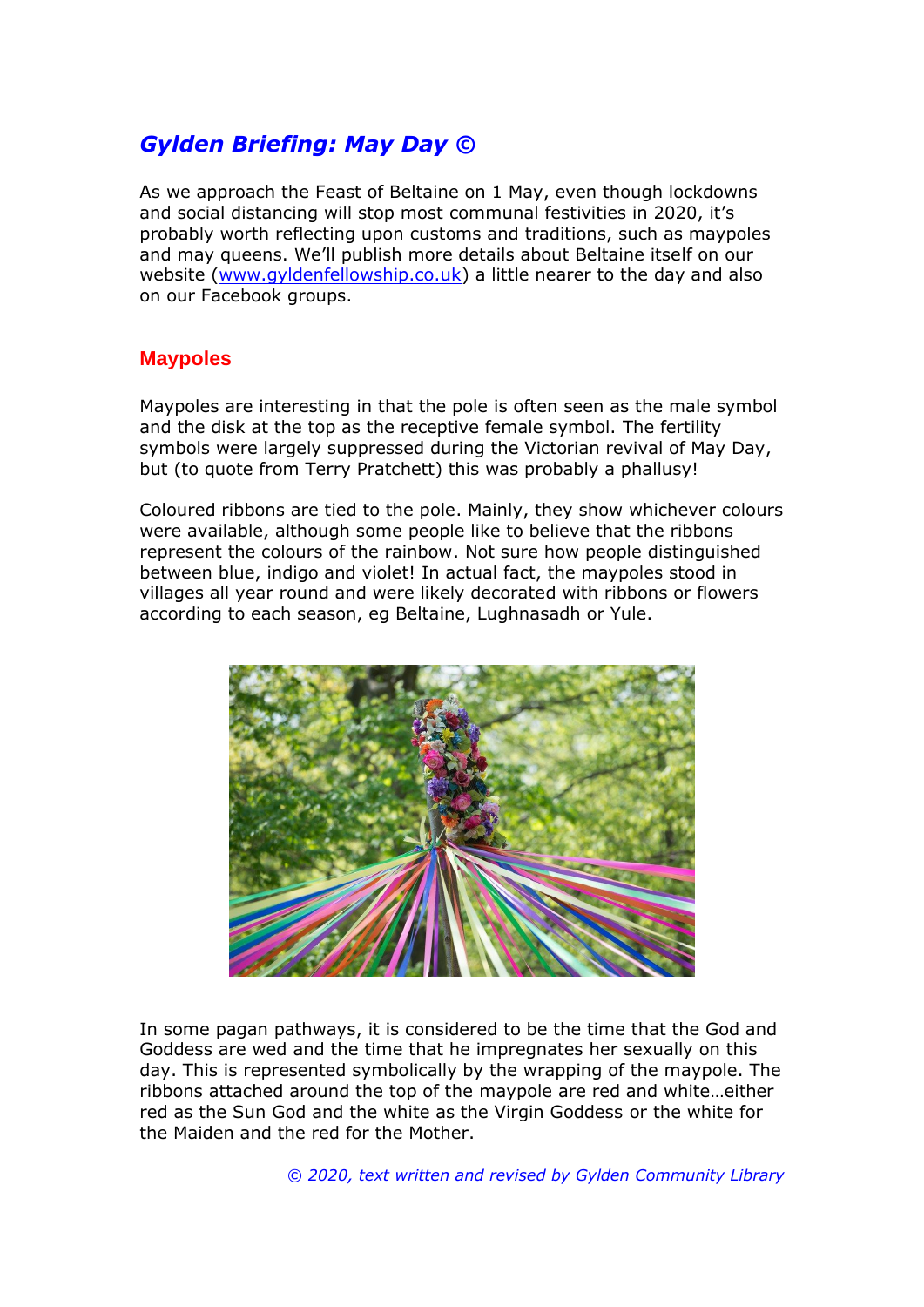# *Gylden Briefing: May Day ©*

As we approach the Feast of Beltaine on 1 May, even though lockdowns and social distancing will stop most communal festivities in 2020, it's probably worth reflecting upon customs and traditions, such as maypoles and may queens. We'll publish more details about Beltaine itself on our website ([www.gyldenfellowship.co.uk](http://www.gyldenfellowship.co.uk)) a little nearer to the day and also on our Facebook groups.

## Maypoles

Maypoles are interesting in that the pole is often seen as the male symbol and the disk at the top as the receptive female symbol. The fertility symbols were largely suppressed during the Victorian revival of May Day, but (to quote from Terry Pratchett) this was probably a phallusy!

Coloured ribbons are tied to the pole. Mainly, they show whichever colours were available, although some people like to believe that the ribbons represent the colours of the rainbow. Not sure how people distinguished between blue, indigo and violet! In actual fact, the maypoles stood in villages all year round and were likely decorated with ribbons or flowers according to each season, eg Beltaine, Lughnasadh or Yule.

In some pagan pathways, it is considered to be the time that the God and Goddess are wed and the time that he impregnates her sexually on this day. This is represented symbolically by the wrapping of the maypole. The ribbons attached around the top of the maypole are red and white…either red as the Sun God and the white as the Virgin Goddess or the white for the Maiden and the red for the Mother.

*© 2020, text written and revised by Gylden Community Library*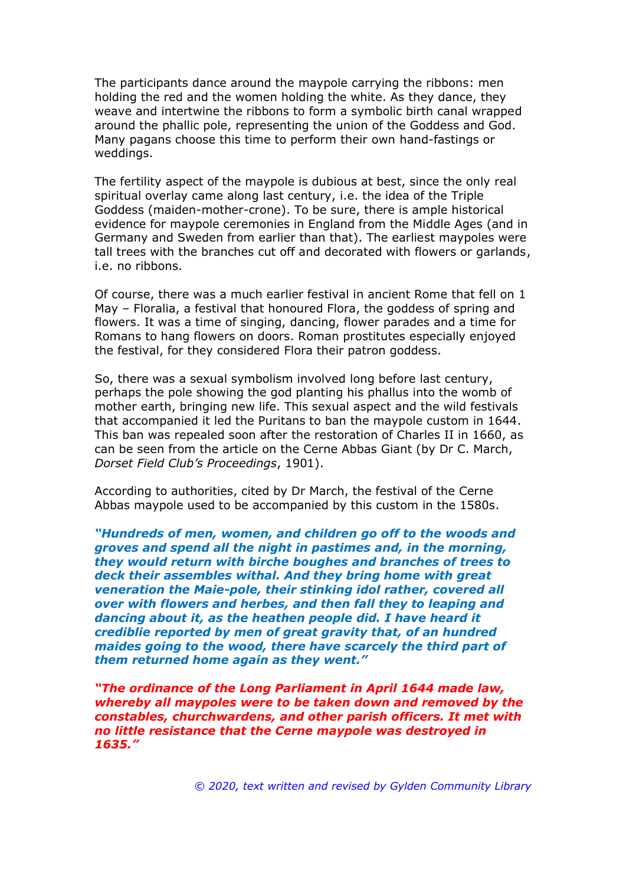The participants dance around the maypole carrying the ribbons: men holding the red and the women holding the white. As they dance, they weave and intertwine the ribbons to form a symbolic birth canal wrapped around the phallic pole, representing the union of the Goddess and God. Many pagans choose this time to perform their own hand-fastings or weddings.

The fertility aspect of the maypole is dubious at best, since the only real spiritual overlay came along last century, i.e. the idea of the Triple Goddess (maiden-mother-crone). To be sure, there is ample historical evidence for maypole ceremonies in England from the Middle Ages (and in Germany and Sweden from earlier than that). The earliest maypoles were tall trees with the branches cut off and decorated with flowers or garlands, i.e. no ribbons.

Of course, there was a much earlier festival in ancient Rome that fell on 1 May – Floralia, a festival that honoured Flora, the goddess of spring and flowers. It was a time of singing, dancing, flower parades and a time for Romans to hang flowers on doors. Roman prostitutes especially enjoyed the festival, for they considered Flora their patron goddess.

So, there was a sexual symbolism involved long before last century, perhaps the pole showing the god planting his phallus into the womb of mother earth, bringing new life. This sexual aspect and the wild festivals that accompanied it led the Puritans to ban the maypole custom in 1644. This ban was repealed soon after the restoration of Charles II in 1660, as can be seen from the article on the Cerne Abbas Giant (by Dr C. March, *Dorset Field Club's Proceedings*, 1901).

According to authorities, cited by Dr March, the festival of the Cerne Abbas maypole used to be accompanied by this custom in the 1580s.

***"Hundreds of men, women, and children go off to the woods and groves and spend all the night in pastimes and, in the morning, they would return with birche boughes and branches of trees to deck their assembles withal. And they bring home with great veneration the Maie-pole, their stinking idol rather, covered all over with flowers and herbes, and then fall they to leaping and dancing about it, as the heathen people did. I have heard it crediblie reported by men of great gravity that, of an hundred maides going to the wood, there have scarcely the third part of them returned home again as they went."***

***"The ordinance of the Long Parliament in April 1644 made law, whereby all maypoles were to be taken down and removed by the constables, churchwardens, and other parish officers. It met with no little resistance that the Cerne maypole was destroyed in 1635."***

*© 2020, text written and revised by Gylden Community Library*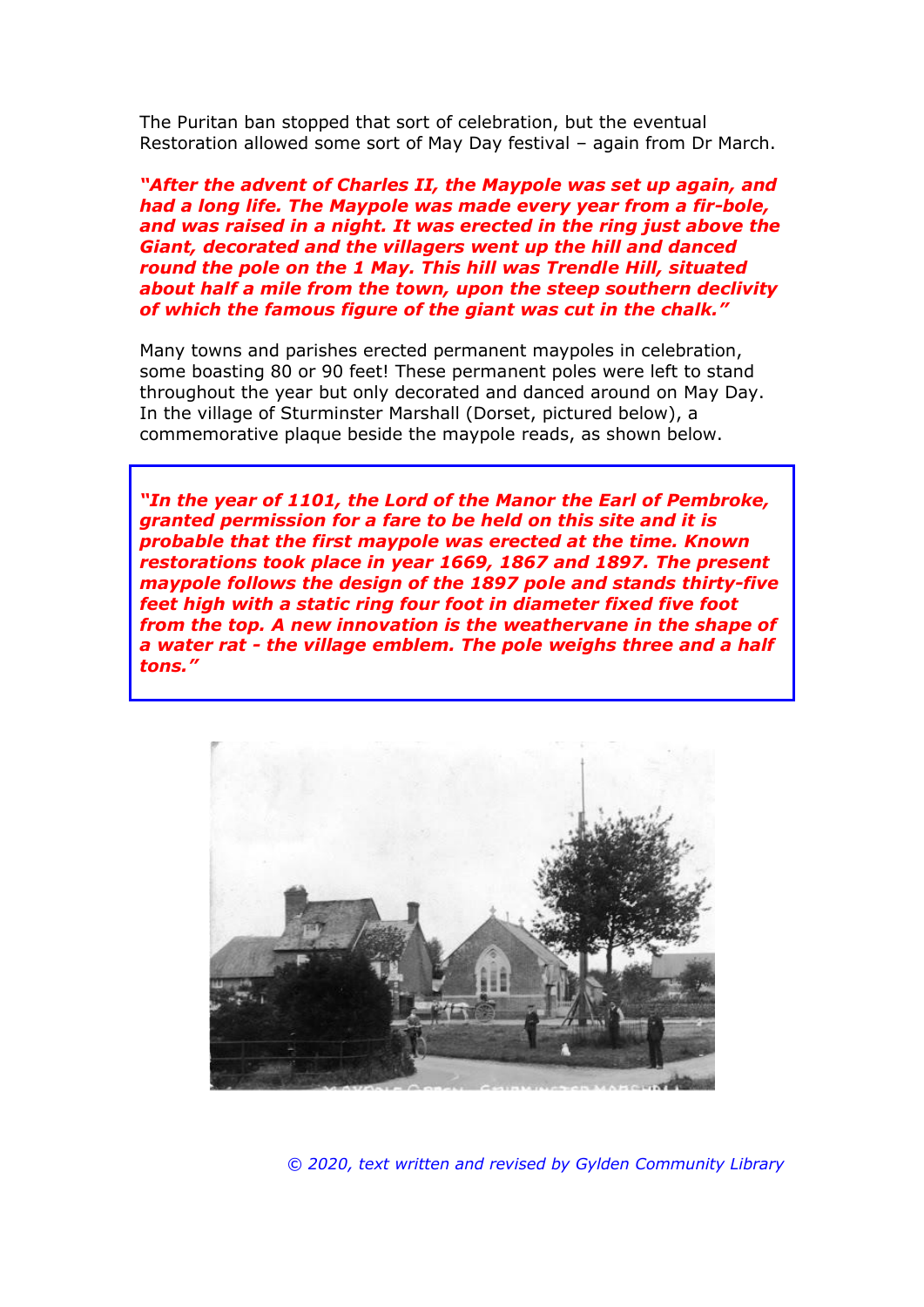The Puritan ban stopped that sort of celebration, but the eventual Restoration allowed some sort of May Day festival – again from Dr March.

***"After the advent of Charles II, the Maypole was set up again, and had a long life. The Maypole was made every year from a fir-bole, and was raised in a night. It was erected in the ring just above the Giant, decorated and the villagers went up the hill and danced round the pole on the 1 May. This hill was Trendle Hill, situated about half a mile from the town, upon the steep southern declivity of which the famous figure of the giant was cut in the chalk."***

Many towns and parishes erected permanent maypoles in celebration, some boasting 80 or 90 feet! These permanent poles were left to stand throughout the year but only decorated and danced around on May Day. In the village of Sturminster Marshall (Dorset, pictured below), a commemorative plaque beside the maypole reads, as shown below.

***"In the year of 1101, the Lord of the Manor the Earl of Pembroke, granted permission for a fare to be held on this site and it is probable that the first maypole was erected at the time. Known restorations took place in year 1669, 1867 and 1897. The present maypole follows the design of the 1897 pole and stands thirty-five feet high with a static ring four foot in diameter fixed five foot from the top. A new innovation is the weathervane in the shape of a water rat - the village emblem. The pole weighs three and a half tons."***

*© 2020, text written and revised by Gylden Community Library*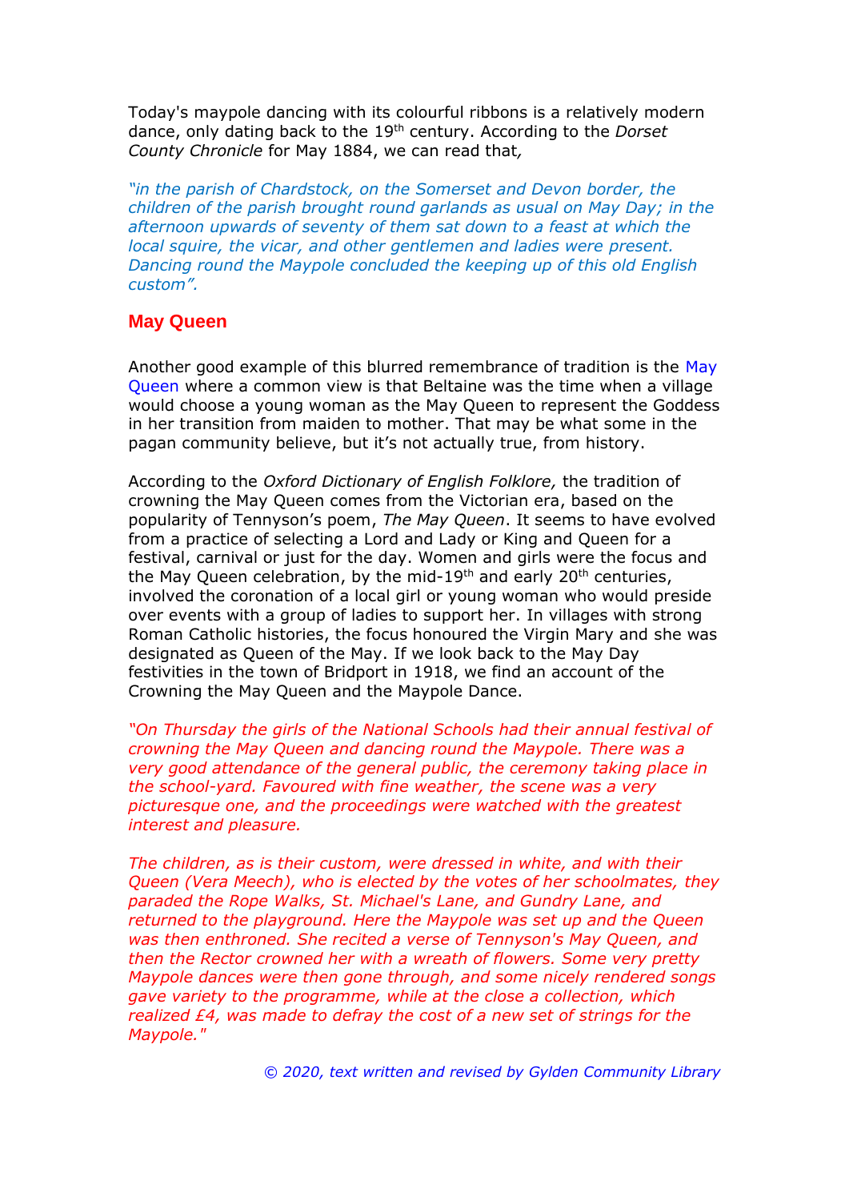Today's maypole dancing with its colourful ribbons is a relatively modern dance, only dating back to the 19th century. According to the *Dorset County Chronicle* for May 1884, we can read that*,*

*"in the parish of Chardstock, on the Somerset and Devon border, the children of the parish brought round garlands as usual on May Day; in the afternoon upwards of seventy of them sat down to a feast at which the local squire, the vicar, and other gentlemen and ladies were present. Dancing round the Maypole concluded the keeping up of this old English custom".*

## May Queen

Another good example of this blurred remembrance of tradition is the May Queen where a common view is that Beltaine was the time when a village would choose a young woman as the May Queen to represent the Goddess in her transition from maiden to mother. That may be what some in the pagan community believe, but it's not actually true, from history.

According to the *Oxford Dictionary of English Folklore,* the tradition of crowning the May Queen comes from the Victorian era, based on the popularity of Tennyson's poem, *The May Queen*. It seems to have evolved from a practice of selecting a Lord and Lady or King and Queen for a festival, carnival or just for the day. Women and girls were the focus and the May Queen celebration, by the mid-19th and early 20th centuries, involved the coronation of a local girl or young woman who would preside over events with a group of ladies to support her. In villages with strong Roman Catholic histories, the focus honoured the Virgin Mary and she was designated as Queen of the May. If we look back to the May Day festivities in the town of Bridport in 1918, we find an account of the Crowning the May Queen and the Maypole Dance.

*"On Thursday the girls of the National Schools had their annual festival of crowning the May Queen and dancing round the Maypole. There was a very good attendance of the general public, the ceremony taking place in the school-yard. Favoured with fine weather, the scene was a very picturesque one, and the proceedings were watched with the greatest interest and pleasure.*

*The children, as is their custom, were dressed in white, and with their Queen (Vera Meech), who is elected by the votes of her schoolmates, they paraded the Rope Walks, St. Michael's Lane, and Gundry Lane, and returned to the playground. Here the Maypole was set up and the Queen was then enthroned. She recited a verse of Tennyson's May Queen, and then the Rector crowned her with a wreath of flowers. Some very pretty Maypole dances were then gone through, and some nicely rendered songs gave variety to the programme, while at the close a collection, which realized £4, was made to defray the cost of a new set of strings for the Maypole."*

*© 2020, text written and revised by Gylden Community Library*